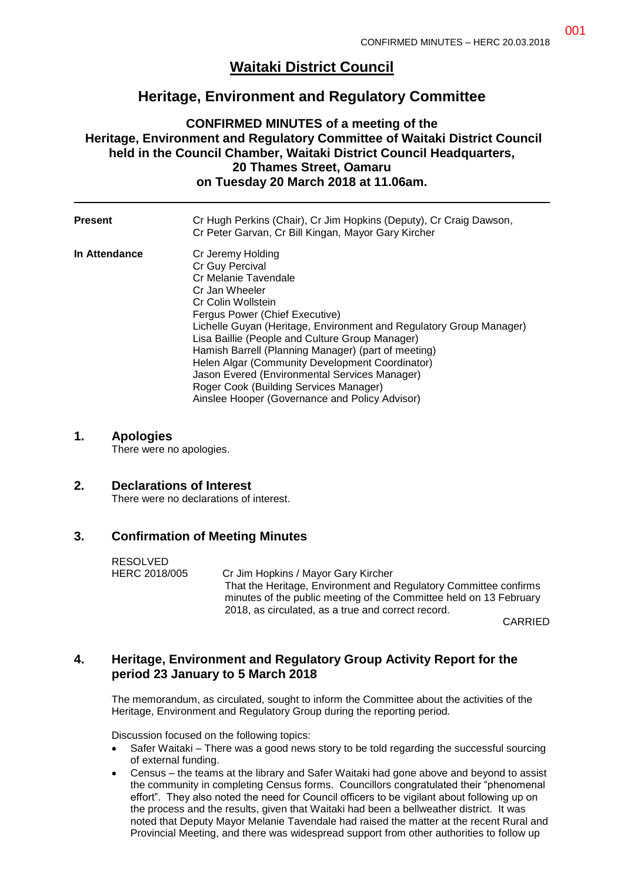# Waitaki District Council

## Heritage, Environment and Regulatory Committee

**CONFIRMED MINUTES of a meeting of the Heritage, Environment and Regulatory Committee of Waitaki District Council held in the Council Chamber, Waitaki District Council Headquarters, 20 Thames Street, Oamaru on Tuesday 20 March 2018 at 11.06am.**

---

| | |
|---|---|
| **Present** | Cr Hugh Perkins (Chair), Cr Jim Hopkins (Deputy), Cr Craig Dawson, Cr Peter Garvan, Cr Bill Kingan, Mayor Gary Kircher |
| **In Attendance** | Cr Jeremy Holding<br>Cr Guy Percival<br>Cr Melanie Tavendale<br>Cr Jan Wheeler<br>Cr Colin Wollstein<br>Fergus Power (Chief Executive)<br>Lichelle Guyan (Heritage, Environment and Regulatory Group Manager)<br>Lisa Baillie (People and Culture Group Manager)<br>Hamish Barrell (Planning Manager) (part of meeting)<br>Helen Algar (Community Development Coordinator)<br>Jason Evered (Environmental Services Manager)<br>Roger Cook (Building Services Manager)<br>Ainslee Hooper (Governance and Policy Advisor) |

## 1. Apologies

There were no apologies.

## 2. Declarations of Interest

There were no declarations of interest.

## 3. Confirmation of Meeting Minutes

RESOLVED
HERC 2018/005 Cr Jim Hopkins / Mayor Gary Kircher

That the Heritage, Environment and Regulatory Committee confirms minutes of the public meeting of the Committee held on 13 February 2018, as circulated, as a true and correct record.

CARRIED

## 4. Heritage, Environment and Regulatory Group Activity Report for the period 23 January to 5 March 2018

The memorandum, as circulated, sought to inform the Committee about the activities of the Heritage, Environment and Regulatory Group during the reporting period.

Discussion focused on the following topics:

- Safer Waitaki – There was a good news story to be told regarding the successful sourcing of external funding.
- Census – the teams at the library and Safer Waitaki had gone above and beyond to assist the community in completing Census forms. Councillors congratulated their "phenomenal effort". They also noted the need for Council officers to be vigilant about following up on the process and the results, given that Waitaki had been a bellweather district. It was noted that Deputy Mayor Melanie Tavendale had raised the matter at the recent Rural and Provincial Meeting, and there was widespread support from other authorities to follow up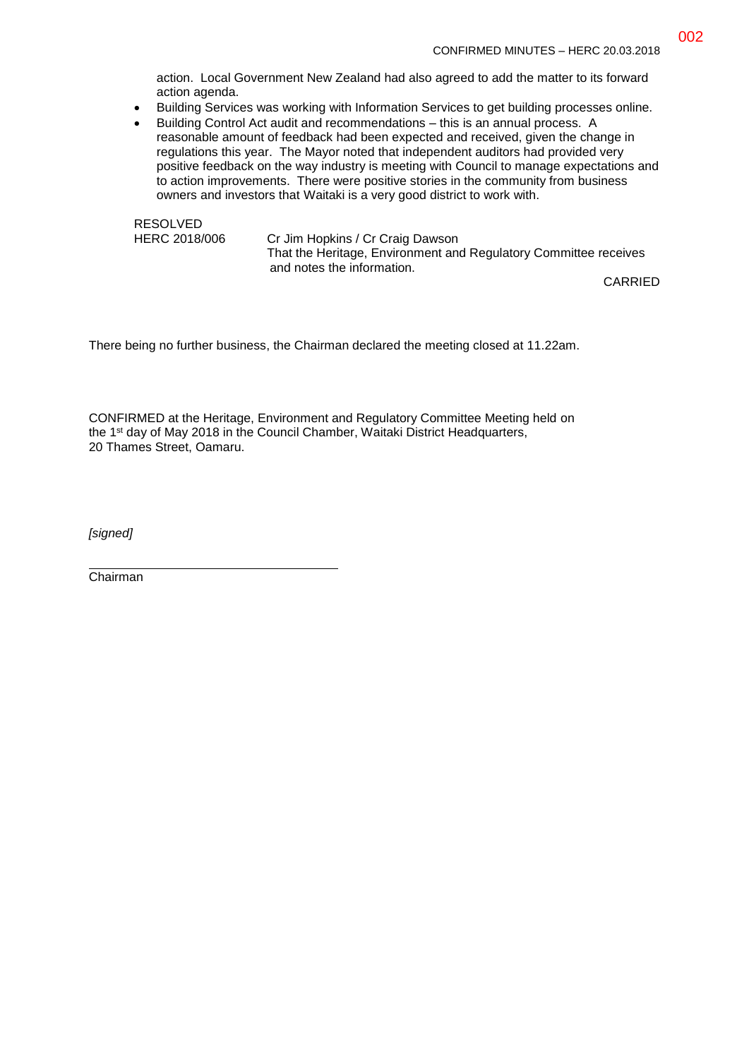action. Local Government New Zealand had also agreed to add the matter to its forward action agenda.

- Building Services was working with Information Services to get building processes online.
- Building Control Act audit and recommendations – this is an annual process. A reasonable amount of feedback had been expected and received, given the change in regulations this year. The Mayor noted that independent auditors had provided very positive feedback on the way industry is meeting with Council to manage expectations and to action improvements. There were positive stories in the community from business owners and investors that Waitaki is a very good district to work with.

RESOLVED
HERC 2018/006 — Cr Jim Hopkins / Cr Craig Dawson
That the Heritage, Environment and Regulatory Committee receives and notes the information.

CARRIED

There being no further business, the Chairman declared the meeting closed at 11.22am.

CONFIRMED at the Heritage, Environment and Regulatory Committee Meeting held on the 1st day of May 2018 in the Council Chamber, Waitaki District Headquarters, 20 Thames Street, Oamaru.

*[signed]*

Chairman